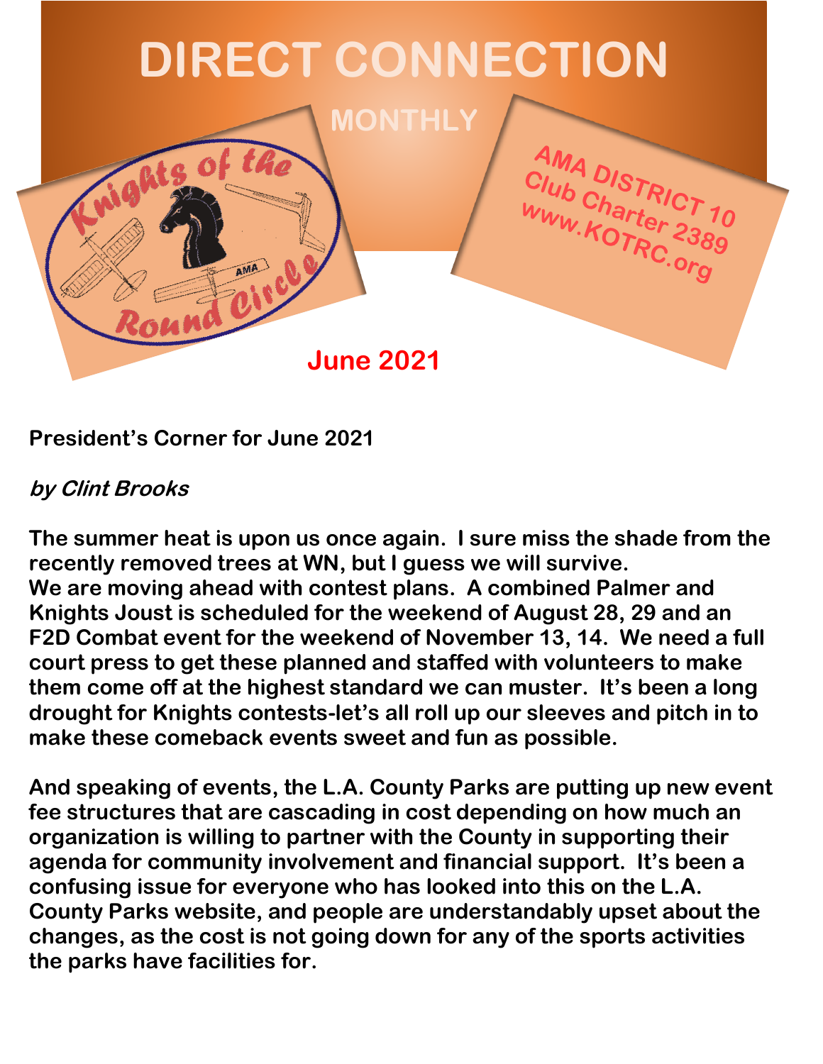# DIRECT CONNECTION

MONTHLY

AMA DISTRICT 10
Club Charter 2389
www.KOTRC.org

June 2021

**President's Corner for June 2021**

***by Clint Brooks***

**The summer heat is upon us once again. I sure miss the shade from the recently removed trees at WN, but I guess we will survive.**
**We are moving ahead with contest plans. A combined Palmer and Knights Joust is scheduled for the weekend of August 28, 29 and an F2D Combat event for the weekend of November 13, 14. We need a full court press to get these planned and staffed with volunteers to make them come off at the highest standard we can muster. It's been a long drought for Knights contests-let's all roll up our sleeves and pitch in to make these comeback events sweet and fun as possible.**

**And speaking of events, the L.A. County Parks are putting up new event fee structures that are cascading in cost depending on how much an organization is willing to partner with the County in supporting their agenda for community involvement and financial support. It's been a confusing issue for everyone who has looked into this on the L.A. County Parks website, and people are understandably upset about the changes, as the cost is not going down for any of the sports activities the parks have facilities for.**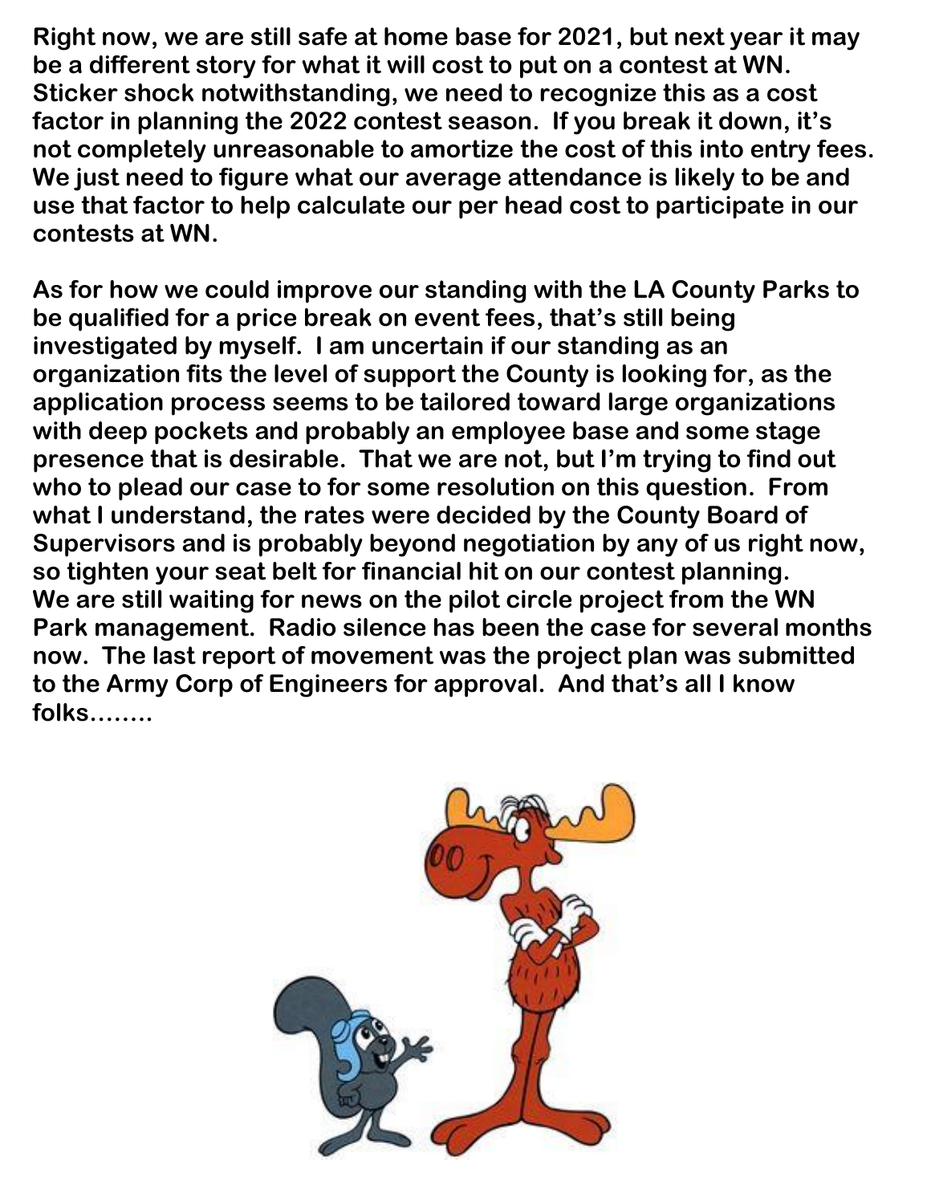**Right now, we are still safe at home base for 2021, but next year it may be a different story for what it will cost to put on a contest at WN. Sticker shock notwithstanding, we need to recognize this as a cost factor in planning the 2022 contest season. If you break it down, it's not completely unreasonable to amortize the cost of this into entry fees. We just need to figure what our average attendance is likely to be and use that factor to help calculate our per head cost to participate in our contests at WN.**

**As for how we could improve our standing with the LA County Parks to be qualified for a price break on event fees, that's still being investigated by myself. I am uncertain if our standing as an organization fits the level of support the County is looking for, as the application process seems to be tailored toward large organizations with deep pockets and probably an employee base and some stage presence that is desirable. That we are not, but I'm trying to find out who to plead our case to for some resolution on this question. From what I understand, the rates were decided by the County Board of Supervisors and is probably beyond negotiation by any of us right now, so tighten your seat belt for financial hit on our contest planning.**
**We are still waiting for news on the pilot circle project from the WN Park management. Radio silence has been the case for several months now. The last report of movement was the project plan was submitted to the Army Corp of Engineers for approval. And that's all I know folks……..**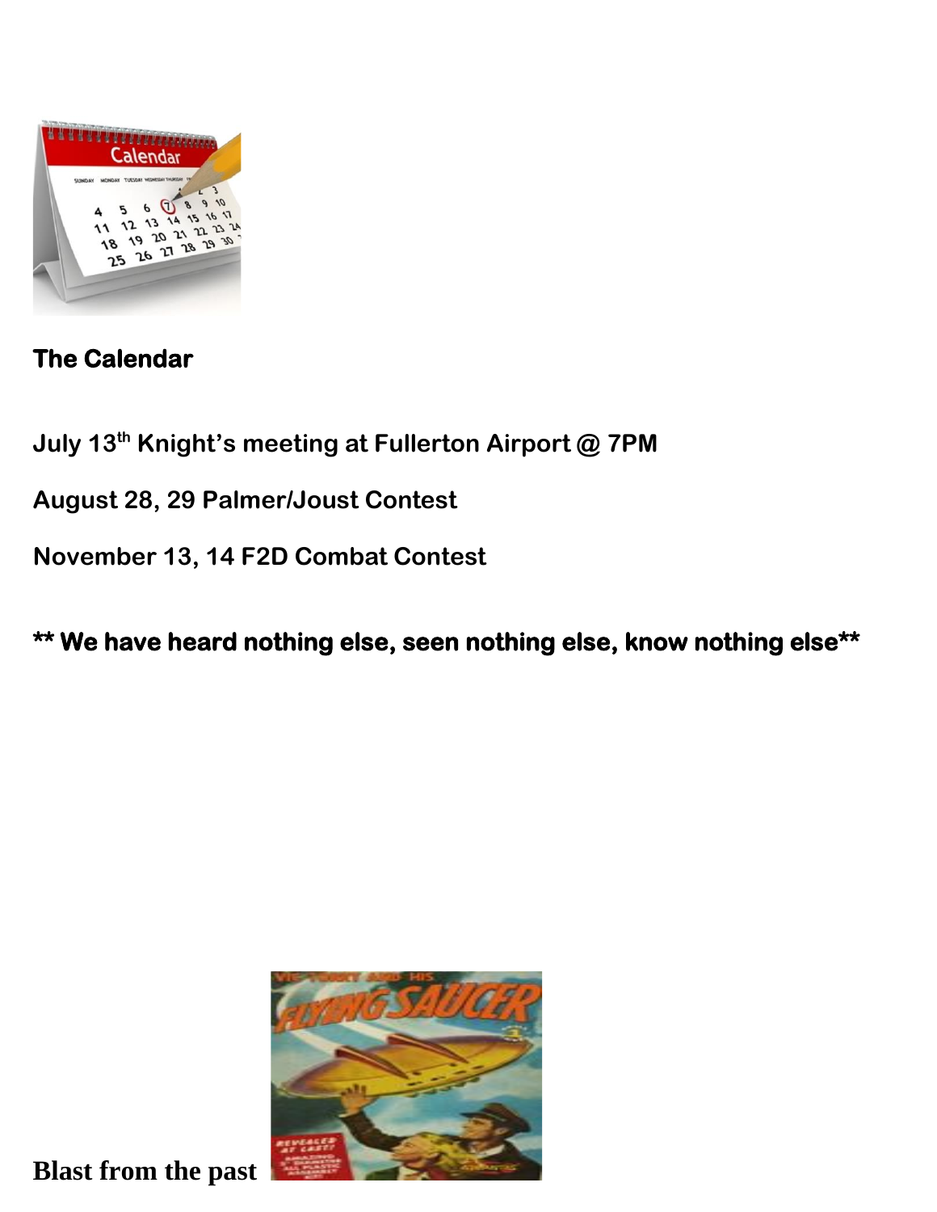**The Calendar**

**July 13th Knight's meeting at Fullerton Airport @ 7PM**

**August 28, 29 Palmer/Joust Contest**

**November 13, 14 F2D Combat Contest**

**** We have heard nothing else, seen nothing else, know nothing else****

**Blast from the past**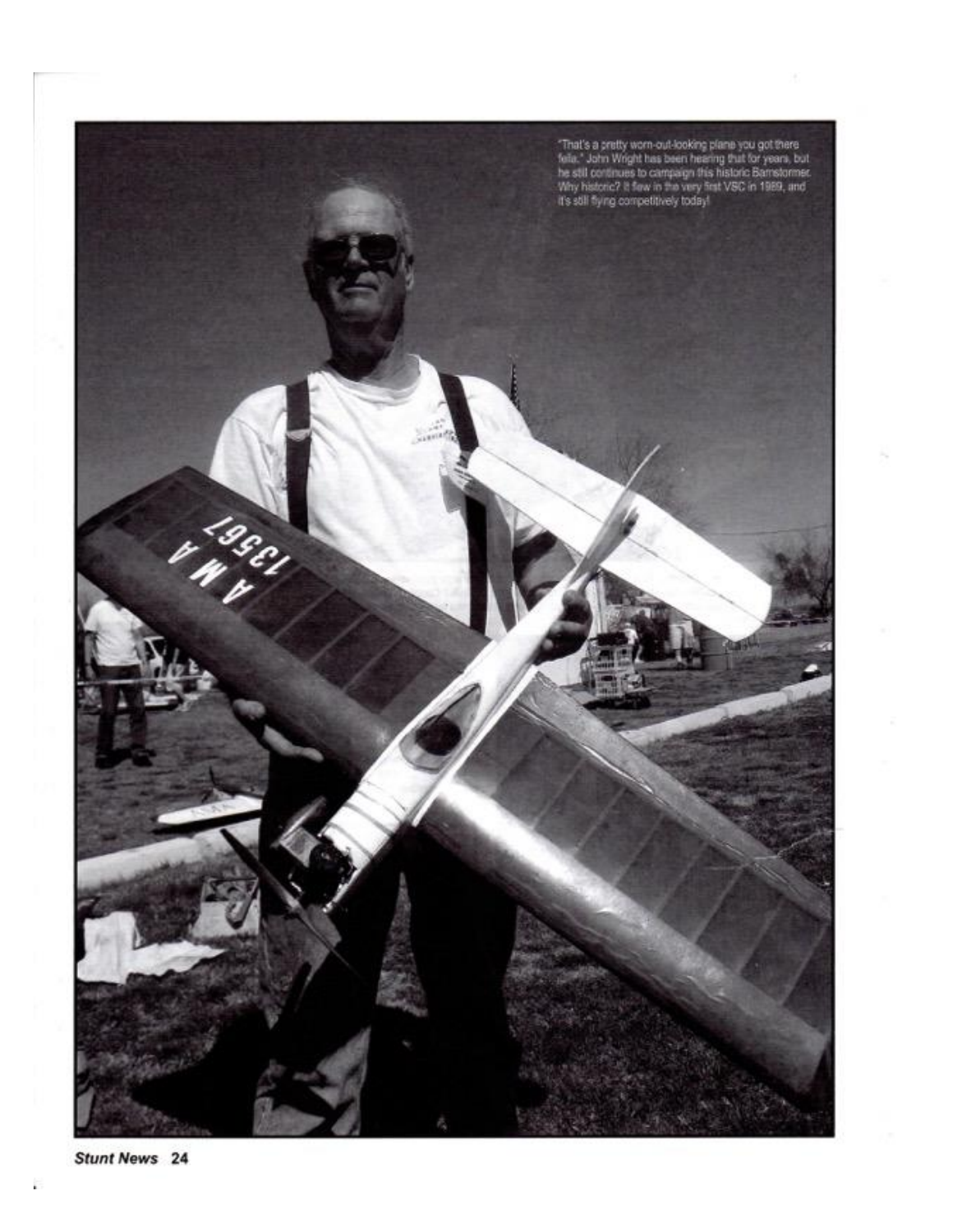"That's a pretty worn-out-looking plane you got there fella." John Wright has been hearing that for years, but he still continues to campaign this historic Barnstormer. Why historic? It flew in the very first VSC in 1989, and it's still flying competitively today!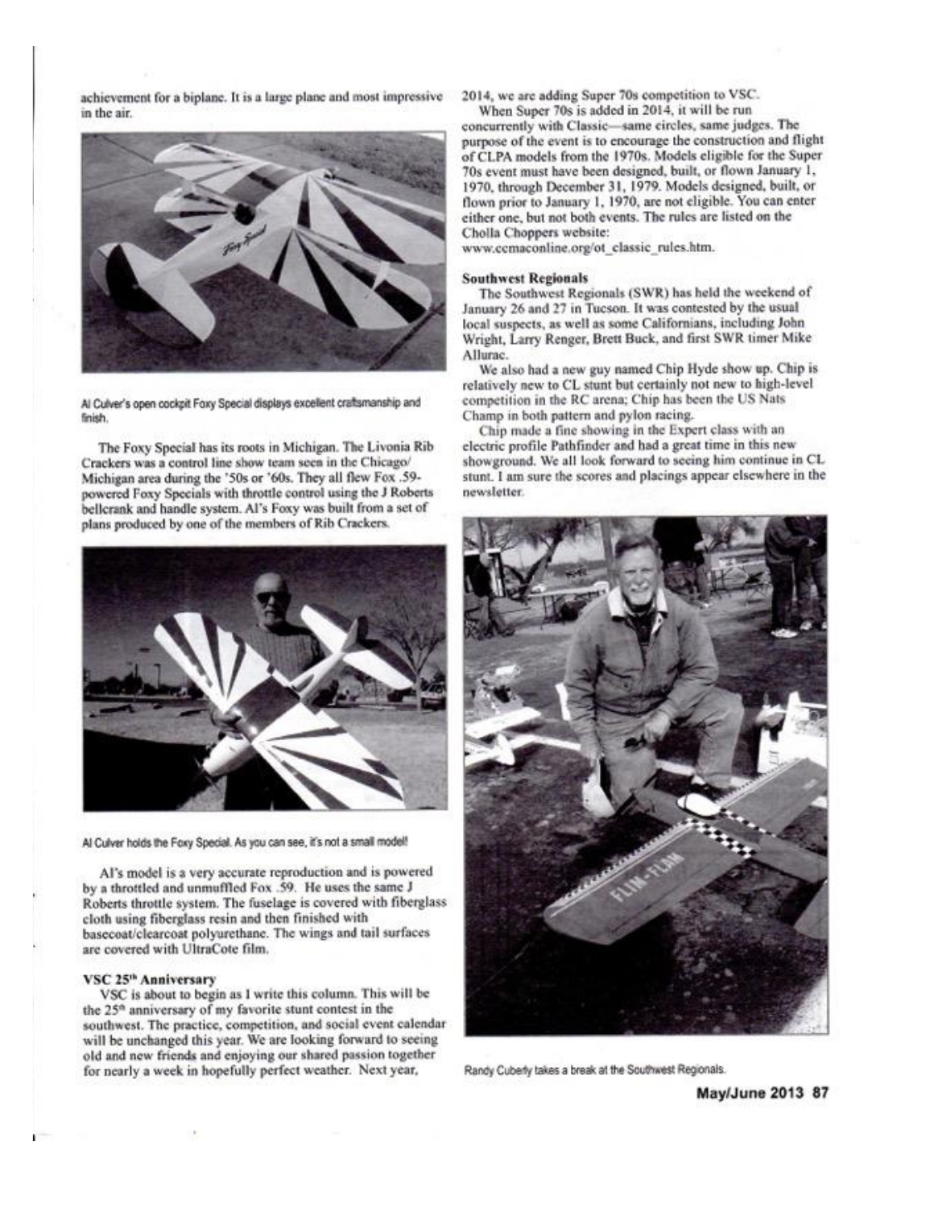achievement for a biplane. It is a large plane and most impressive in the air.

Al Culver's open cockpit Foxy Special displays excellent craftsmanship and finish.

The Foxy Special has its roots in Michigan. The Livonia Rib Crackers was a control line show team seen in the Chicago/Michigan area during the '50s or '60s. They all flew Fox .59-powered Foxy Specials with throttle control using the J Roberts bellcrank and handle system. Al's Foxy was built from a set of plans produced by one of the members of Rib Crackers.

Al Culver holds the Foxy Special. As you can see, it's not a small model!

Al's model is a very accurate reproduction and is powered by a throttled and unmuffled Fox .59. He uses the same J Roberts throttle system. The fuselage is covered with fiberglass cloth using fiberglass resin and then finished with basecoat/clearcoat polyurethane. The wings and tail surfaces are covered with UltraCote film.

**VSC 25th Anniversary**

VSC is about to begin as I write this column. This will be the 25th anniversary of my favorite stunt contest in the southwest. The practice, competition, and social event calendar will be unchanged this year. We are looking forward to seeing old and new friends and enjoying our shared passion together for nearly a week in hopefully perfect weather. Next year, 2014, we are adding Super 70s competition to VSC.

When Super 70s is added in 2014, it will be run concurrently with Classic—same circles, same judges. The purpose of the event is to encourage the construction and flight of CLPA models from the 1970s. Models eligible for the Super 70s event must have been designed, built, or flown January 1, 1970, through December 31, 1979. Models designed, built, or flown prior to January 1, 1970, are not eligible. You can enter either one, but not both events. The rules are listed on the Cholla Choppers website:
www.ccmaconline.org/ot_classic_rules.htm.

**Southwest Regionals**

The Southwest Regionals (SWR) has held the weekend of January 26 and 27 in Tucson. It was contested by the usual local suspects, as well as some Californians, including John Wright, Larry Renger, Brett Buck, and first SWR timer Mike Allurac.

We also had a new guy named Chip Hyde show up. Chip is relatively new to CL stunt but certainly not new to high-level competition in the RC arena; Chip has been the US Nats Champ in both pattern and pylon racing.

Chip made a fine showing in the Expert class with an electric profile Pathfinder and had a great time in this new showground. We all look forward to seeing him continue in CL stunt. I am sure the scores and placings appear elsewhere in the newsletter.

Randy Cuberly takes a break at the Southwest Regionals.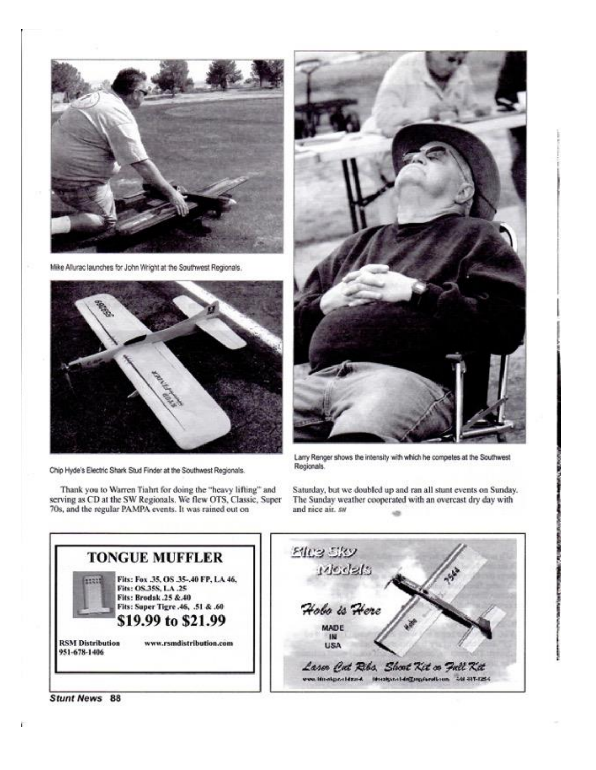Mike Allurac launches for John Wright at the Southwest Regionals.

Chip Hyde's Electric Shark Stud Finder at the Southwest Regionals.

Larry Renger shows the intensity with which he competes at the Southwest Regionals.

Thank you to Warren Tiahrt for doing the "heavy lifting" and serving as CD at the SW Regionals. We flew OTS, Classic, Super 70s, and the regular PAMPA events. It was rained out on Saturday, but we doubled up and ran all stunt events on Sunday. The Sunday weather cooperated with an overcast dry day with and nice air. *SN*

## TONGUE MUFFLER

**Fits: Fox .35, OS .35-.40 FP, LA 46,**
**Fits: OS.35S, LA .25**
**Fits: Brodak .25 &.40**
**Fits: Super Tigre .46, .51 & .60**

**$19.99 to $21.99**

**RSM Distribution**
**951-678-1406**
**www.rsmdistribution.com**

*Blue Sky Models*

*Hobo is Here*

MADE IN USA

*Laser Cut Ribs, Short Kit or Full Kit*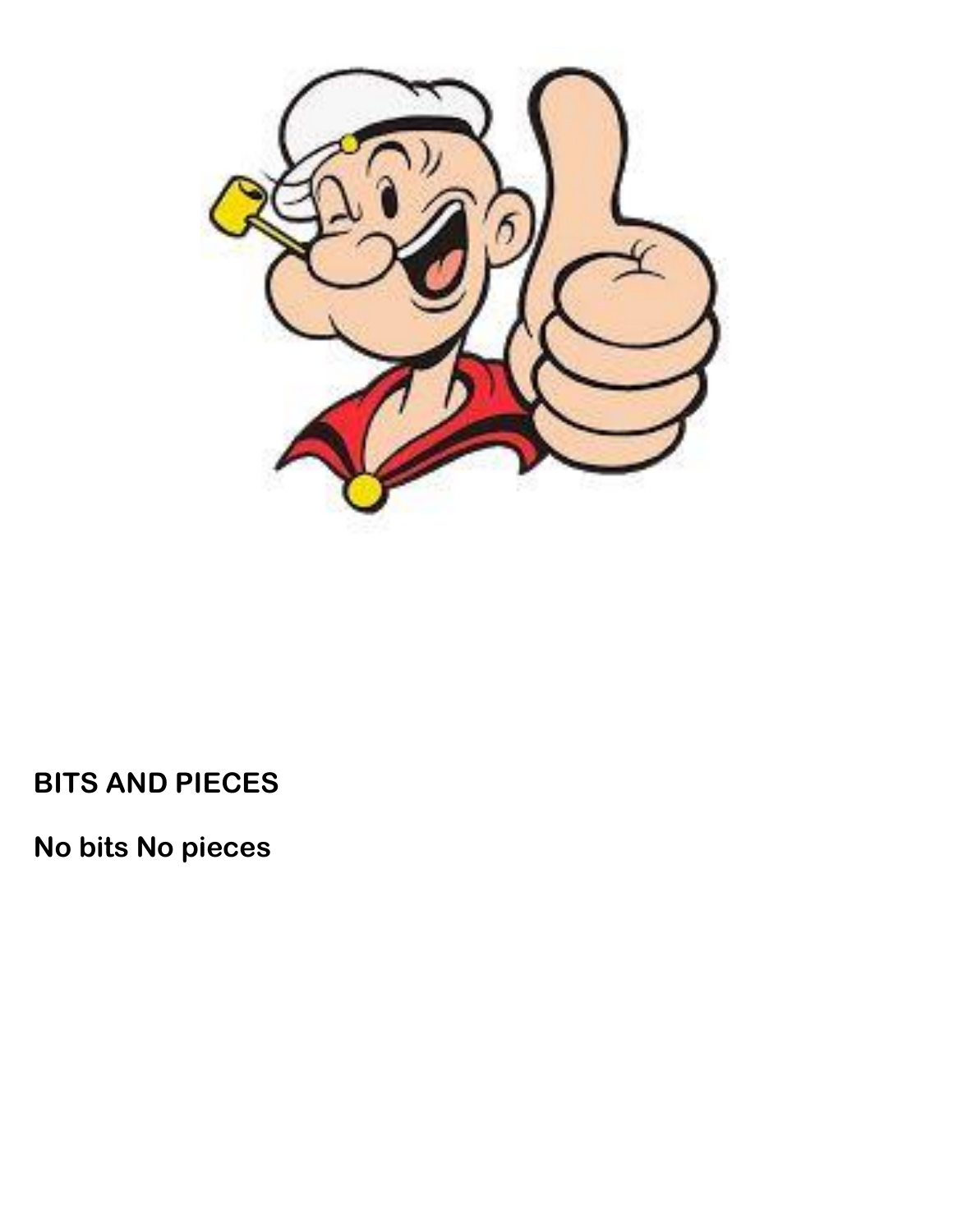**BITS AND PIECES**

**No bits No pieces**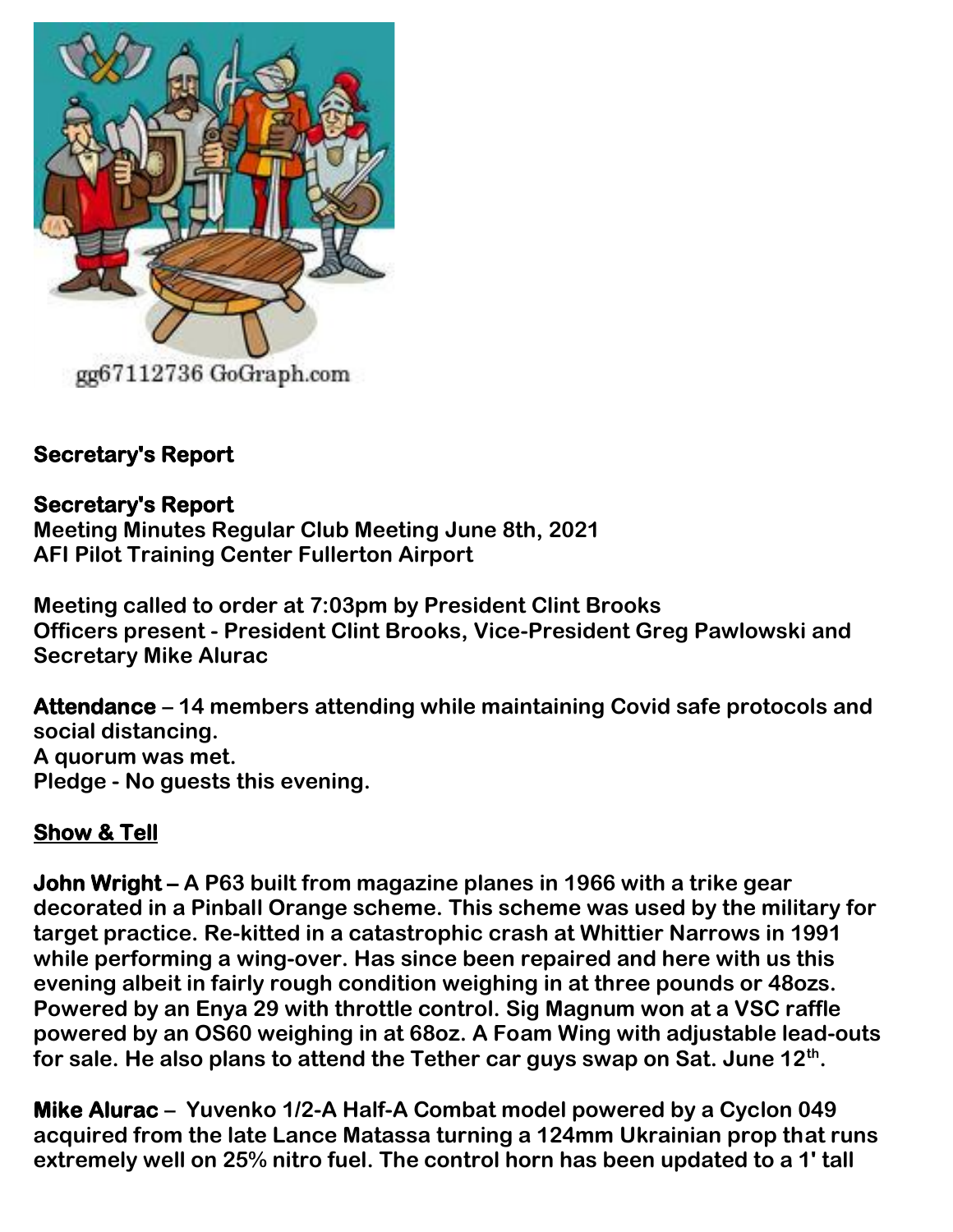**Secretary's Report**

**Secretary's Report**
**Meeting Minutes Regular Club Meeting June 8th, 2021**
**AFI Pilot Training Center Fullerton Airport**

**Meeting called to order at 7:03pm by President Clint Brooks**
**Officers present - President Clint Brooks, Vice-President Greg Pawlowski and Secretary Mike Alurac**

**Attendance – 14 members attending while maintaining Covid safe protocols and social distancing.**
**A quorum was met.**
**Pledge - No guests this evening.**

**Show & Tell**

**John Wright – A P63 built from magazine planes in 1966 with a trike gear decorated in a Pinball Orange scheme. This scheme was used by the military for target practice. Re-kitted in a catastrophic crash at Whittier Narrows in 1991 while performing a wing-over. Has since been repaired and here with us this evening albeit in fairly rough condition weighing in at three pounds or 48ozs. Powered by an Enya 29 with throttle control. Sig Magnum won at a VSC raffle powered by an OS60 weighing in at 68oz. A Foam Wing with adjustable lead-outs for sale. He also plans to attend the Tether car guys swap on Sat. June 12th.**

**Mike Alurac – Yuvenko 1/2-A Half-A Combat model powered by a Cyclon 049 acquired from the late Lance Matassa turning a 124mm Ukrainian prop that runs extremely well on 25% nitro fuel. The control horn has been updated to a 1' tall**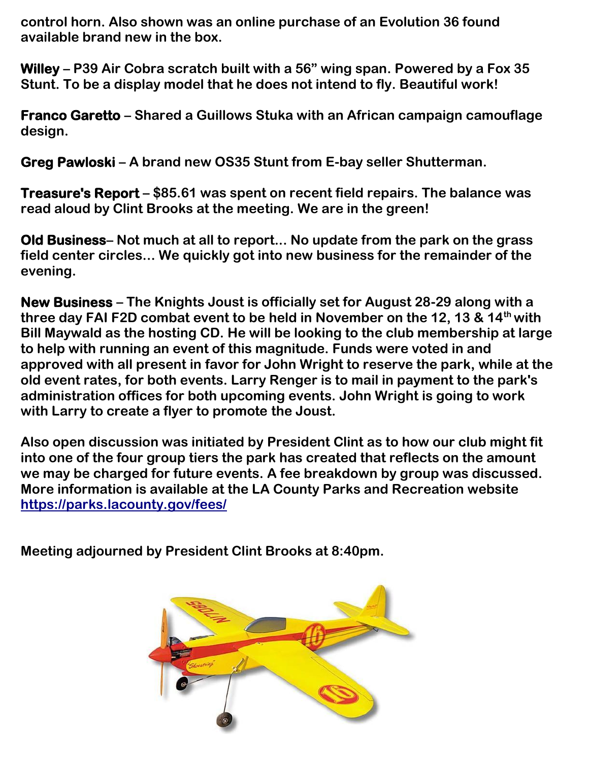**control horn. Also shown was an online purchase of an Evolution 36 found available brand new in the box.**

**Willey – P39 Air Cobra scratch built with a 56" wing span. Powered by a Fox 35 Stunt. To be a display model that he does not intend to fly. Beautiful work!**

**Franco Garetto – Shared a Guillows Stuka with an African campaign camouflage design.**

**Greg Pawloski – A brand new OS35 Stunt from E-bay seller Shutterman.**

**Treasure's Report – $85.61 was spent on recent field repairs. The balance was read aloud by Clint Brooks at the meeting. We are in the green!**

**Old Business– Not much at all to report... No update from the park on the grass field center circles... We quickly got into new business for the remainder of the evening.**

**New Business – The Knights Joust is officially set for August 28-29 along with a three day FAI F2D combat event to be held in November on the 12, 13 & 14th with Bill Maywald as the hosting CD. He will be looking to the club membership at large to help with running an event of this magnitude. Funds were voted in and approved with all present in favor for John Wright to reserve the park, while at the old event rates, for both events. Larry Renger is to mail in payment to the park's administration offices for both upcoming events. John Wright is going to work with Larry to create a flyer to promote the Joust.**

**Also open discussion was initiated by President Clint as to how our club might fit into one of the four group tiers the park has created that reflects on the amount we may be charged for future events. A fee breakdown by group was discussed. More information is available at the LA County Parks and Recreation website [https://parks.lacounty.gov/fees/](https://parks.lacounty.gov/fees/)**

**Meeting adjourned by President Clint Brooks at 8:40pm.**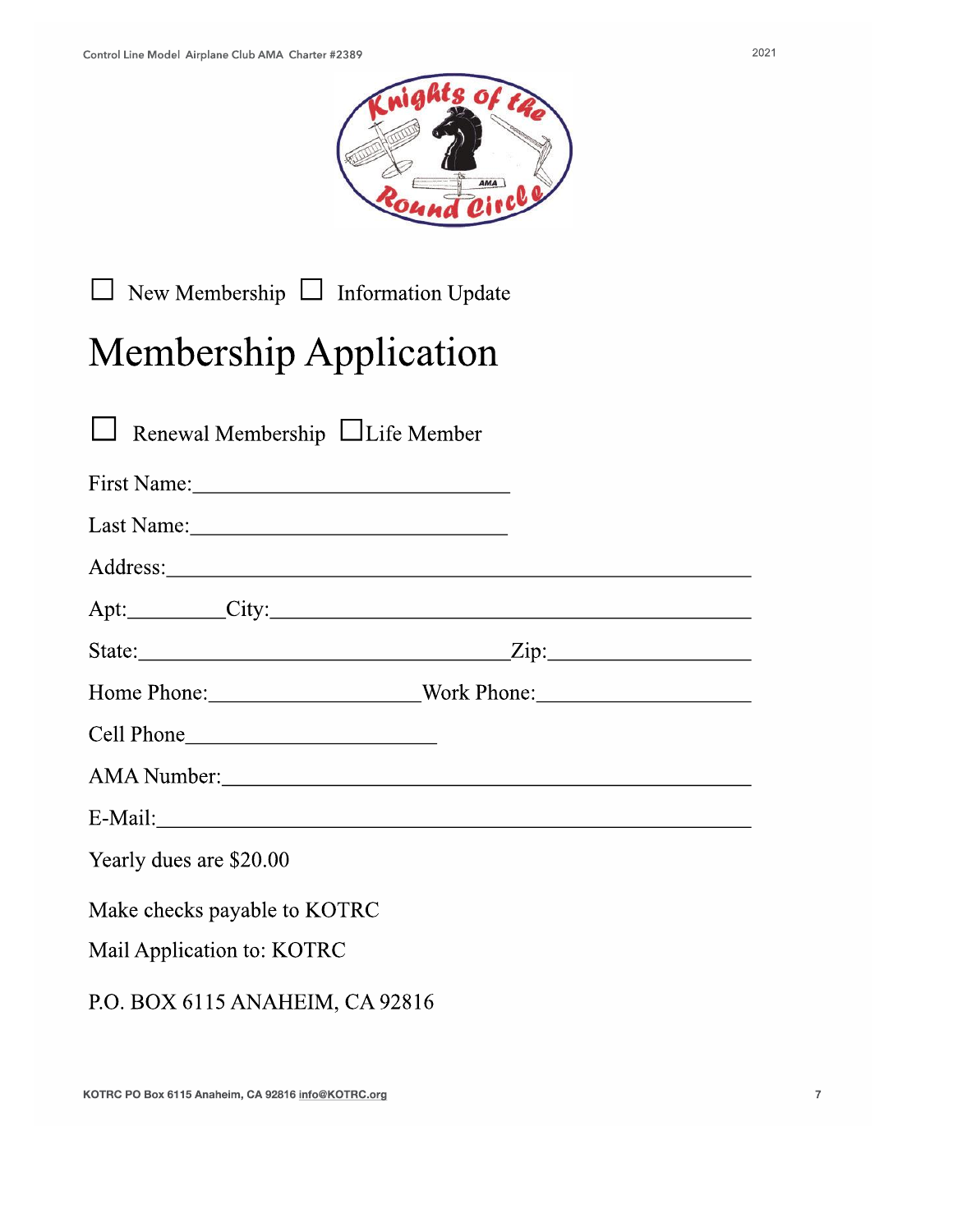☐ New Membership ☐ Information Update

# Membership Application

☐ Renewal Membership ☐ Life Member

First Name:______________________________

Last Name:______________________________

Address:_______________________________________________________

Apt:_________City:____________________________________________

State:___________________________________Zip:___________________

Home Phone:____________________Work Phone:____________________

Cell Phone________________________

AMA Number:__________________________________________________

E-Mail:________________________________________________________

Yearly dues are $20.00

Make checks payable to KOTRC

Mail Application to: KOTRC

P.O. BOX 6115 ANAHEIM, CA 92816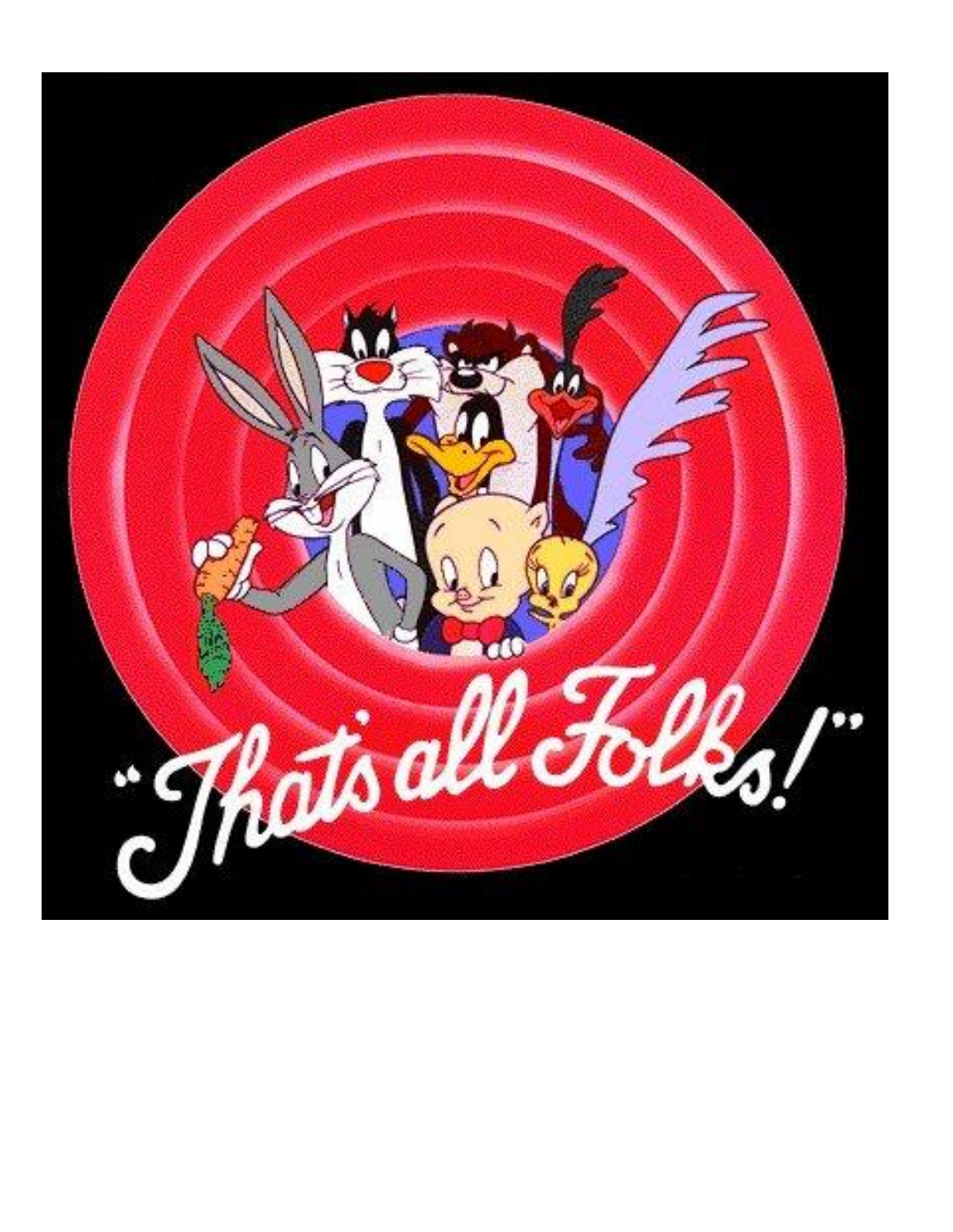"That's all Folks!"